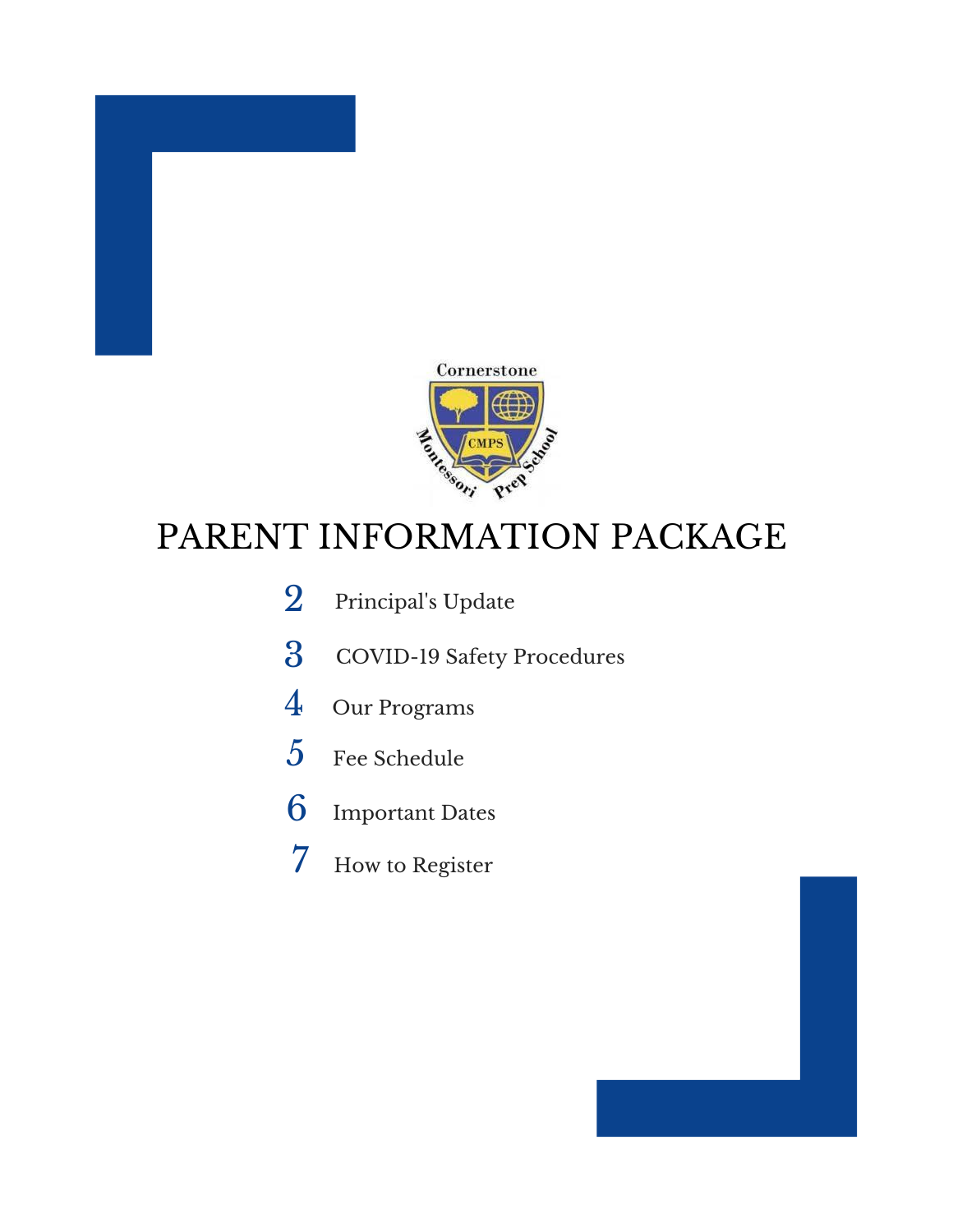Cornerstone

CMPS

Montessori Prep School

# PARENT INFORMATION PACKAGE

2 Principal's Update

3 COVID-19 Safety Procedures

4 Our Programs

5 Fee Schedule

6 Important Dates

7 How to Register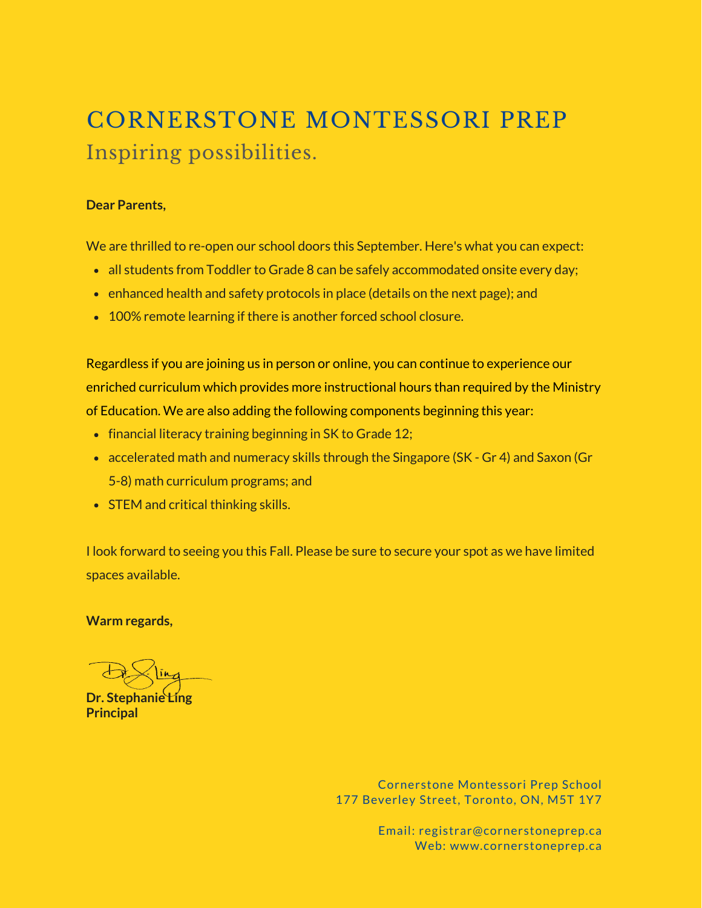# CORNERSTONE MONTESSORI PREP

## Inspiring possibilities.

**Dear Parents,**

We are thrilled to re-open our school doors this September. Here's what you can expect:

- all students from Toddler to Grade 8 can be safely accommodated onsite every day;
- enhanced health and safety protocols in place (details on the next page); and
- 100% remote learning if there is another forced school closure.

Regardless if you are joining us in person or online, you can continue to experience our enriched curriculum which provides more instructional hours than required by the Ministry of Education. We are also adding the following components beginning this year:

- financial literacy training beginning in SK to Grade 12;
- accelerated math and numeracy skills through the Singapore (SK - Gr 4) and Saxon (Gr 5-8) math curriculum programs; and
- STEM and critical thinking skills.

I look forward to seeing you this Fall. Please be sure to secure your spot as we have limited spaces available.

**Warm regards,**

**Dr. Stephanie Ling**
**Principal**

Cornerstone Montessori Prep School
177 Beverley Street, Toronto, ON, M5T 1Y7

Email: registrar@cornerstoneprep.ca
Web: www.cornerstoneprep.ca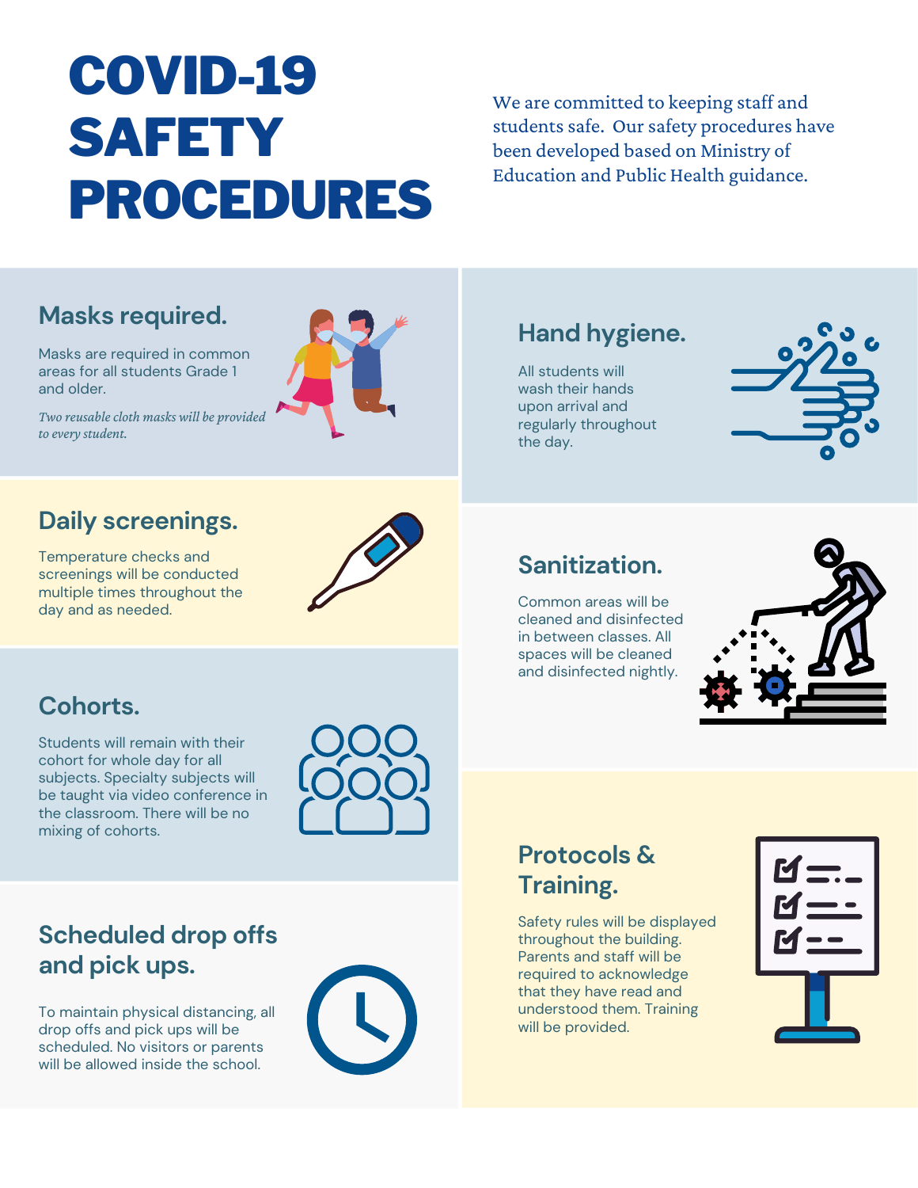# COVID-19 SAFETY PROCEDURES

We are committed to keeping staff and students safe. Our safety procedures have been developed based on Ministry of Education and Public Health guidance.

## Masks required.

Masks are required in common areas for all students Grade 1 and older.

*Two reusable cloth masks will be provided to every student.*

## Daily screenings.

Temperature checks and screenings will be conducted multiple times throughout the day and as needed.

## Cohorts.

Students will remain with their cohort for whole day for all subjects. Specialty subjects will be taught via video conference in the classroom. There will be no mixing of cohorts.

## Scheduled drop offs and pick ups.

To maintain physical distancing, all drop offs and pick ups will be scheduled. No visitors or parents will be allowed inside the school.

## Hand hygiene.

All students will wash their hands upon arrival and regularly throughout the day.

## Sanitization.

Common areas will be cleaned and disinfected in between classes. All spaces will be cleaned and disinfected nightly.

## Protocols & Training.

Safety rules will be displayed throughout the building. Parents and staff will be required to acknowledge that they have read and understood them. Training will be provided.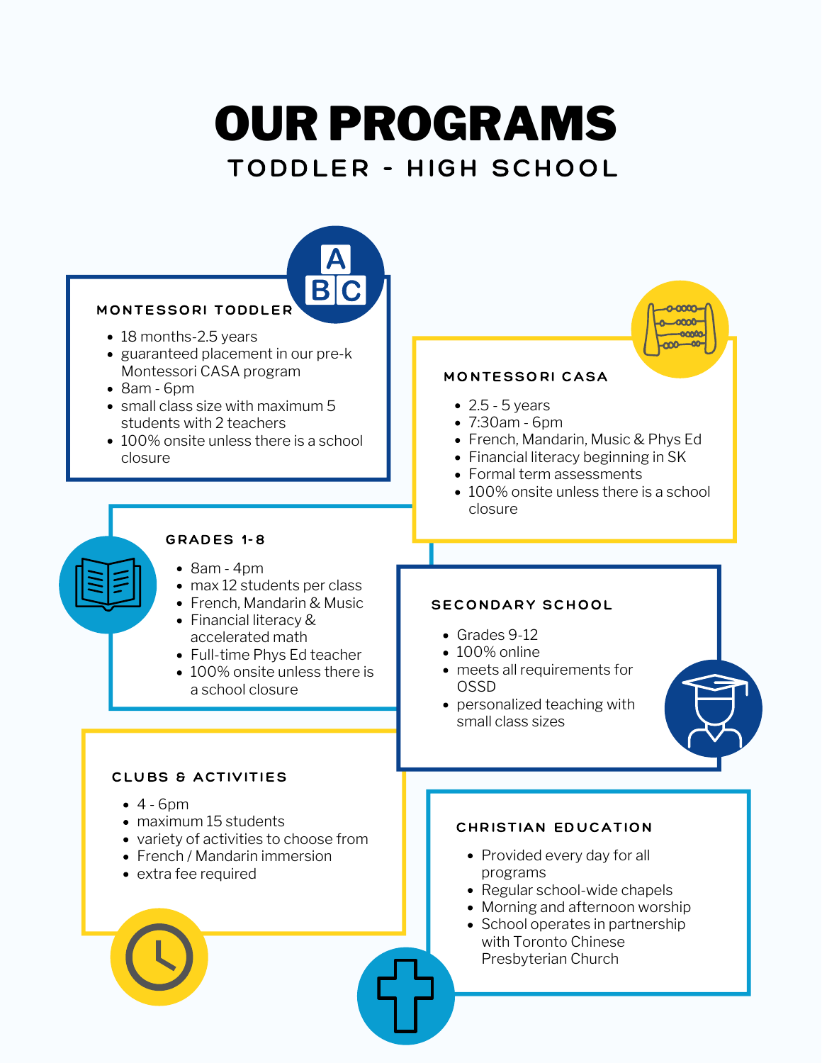# OUR PROGRAMS

## TODDLER - HIGH SCHOOL

### MONTESSORI TODDLER

- 18 months-2.5 years
- guaranteed placement in our pre-k Montessori CASA program
- 8am - 6pm
- small class size with maximum 5 students with 2 teachers
- 100% onsite unless there is a school closure

### MONTESSORI CASA

- 2.5 - 5 years
- 7:30am - 6pm
- French, Mandarin, Music & Phys Ed
- Financial literacy beginning in SK
- Formal term assessments
- 100% onsite unless there is a school closure

### GRADES 1-8

- 8am - 4pm
- max 12 students per class
- French, Mandarin & Music
- Financial literacy & accelerated math
- Full-time Phys Ed teacher
- 100% onsite unless there is a school closure

### SECONDARY SCHOOL

- Grades 9-12
- 100% online
- meets all requirements for OSSD
- personalized teaching with small class sizes

### CLUBS & ACTIVITIES

- 4 - 6pm
- maximum 15 students
- variety of activities to choose from
- French / Mandarin immersion
- extra fee required

### CHRISTIAN EDUCATION

- Provided every day for all programs
- Regular school-wide chapels
- Morning and afternoon worship
- School operates in partnership with Toronto Chinese Presbyterian Church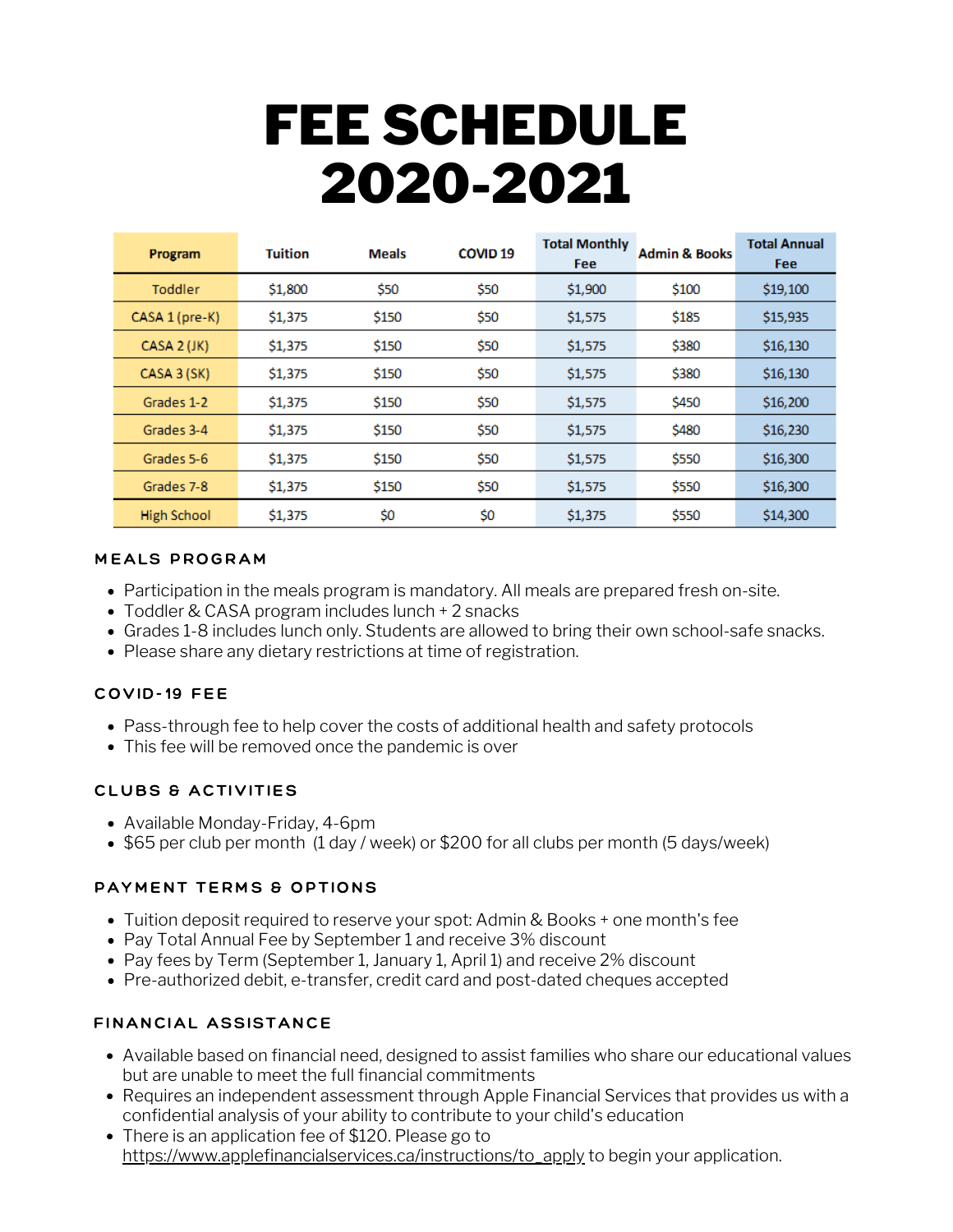# FEE SCHEDULE 2020-2021

| Program | Tuition | Meals | COVID 19 | Total Monthly Fee | Admin & Books | Total Annual Fee |
|---|---|---|---|---|---|---|
| Toddler | $1,800 | $50 | $50 | $1,900 | $100 | $19,100 |
| CASA 1 (pre-K) | $1,375 | $150 | $50 | $1,575 | $185 | $15,935 |
| CASA 2 (JK) | $1,375 | $150 | $50 | $1,575 | $380 | $16,130 |
| CASA 3 (SK) | $1,375 | $150 | $50 | $1,575 | $380 | $16,130 |
| Grades 1-2 | $1,375 | $150 | $50 | $1,575 | $450 | $16,200 |
| Grades 3-4 | $1,375 | $150 | $50 | $1,575 | $480 | $16,230 |
| Grades 5-6 | $1,375 | $150 | $50 | $1,575 | $550 | $16,300 |
| Grades 7-8 | $1,375 | $150 | $50 | $1,575 | $550 | $16,300 |
| High School | $1,375 | $0 | $0 | $1,375 | $550 | $14,300 |

## MEALS PROGRAM

- Participation in the meals program is mandatory. All meals are prepared fresh on-site.
- Toddler & CASA program includes lunch + 2 snacks
- Grades 1-8 includes lunch only. Students are allowed to bring their own school-safe snacks.
- Please share any dietary restrictions at time of registration.

## COVID-19 FEE

- Pass-through fee to help cover the costs of additional health and safety protocols
- This fee will be removed once the pandemic is over

## CLUBS & ACTIVITIES

- Available Monday-Friday, 4-6pm
- $65 per club per month (1 day / week) or $200 for all clubs per month (5 days/week)

## PAYMENT TERMS & OPTIONS

- Tuition deposit required to reserve your spot: Admin & Books + one month's fee
- Pay Total Annual Fee by September 1 and receive 3% discount
- Pay fees by Term (September 1, January 1, April 1) and receive 2% discount
- Pre-authorized debit, e-transfer, credit card and post-dated cheques accepted

## FINANCIAL ASSISTANCE

- Available based on financial need, designed to assist families who share our educational values but are unable to meet the full financial commitments
- Requires an independent assessment through Apple Financial Services that provides us with a confidential analysis of your ability to contribute to your child's education
- There is an application fee of $120. Please go to https://www.applefinancialservices.ca/instructions/to_apply to begin your application.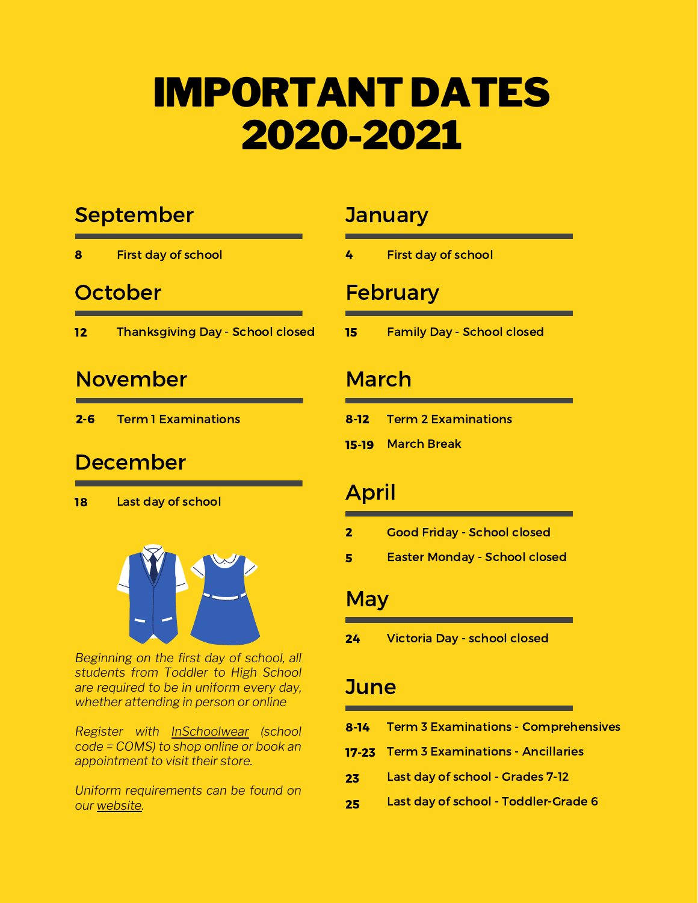# IMPORTANT DATES 2020-2021

## September

**8** First day of school

## October

**12** Thanksgiving Day - School closed

## November

**2-6** Term 1 Examinations

## December

**18** Last day of school

*Beginning on the first day of school, all students from Toddler to High School are required to be in uniform every day, whether attending in person or online*

*Register with InSchoolwear (school code = COMS) to shop online or book an appointment to visit their store.*

*Uniform requirements can be found on our website.*

## January

**4** First day of school

## February

**15** Family Day - School closed

## March

**8-12** Term 2 Examinations

**15-19** March Break

## April

**2** Good Friday - School closed

**5** Easter Monday - School closed

## May

**24** Victoria Day - school closed

## June

**8-14** Term 3 Examinations - Comprehensives

**17-23** Term 3 Examinations - Ancillaries

**23** Last day of school - Grades 7-12

**25** Last day of school - Toddler-Grade 6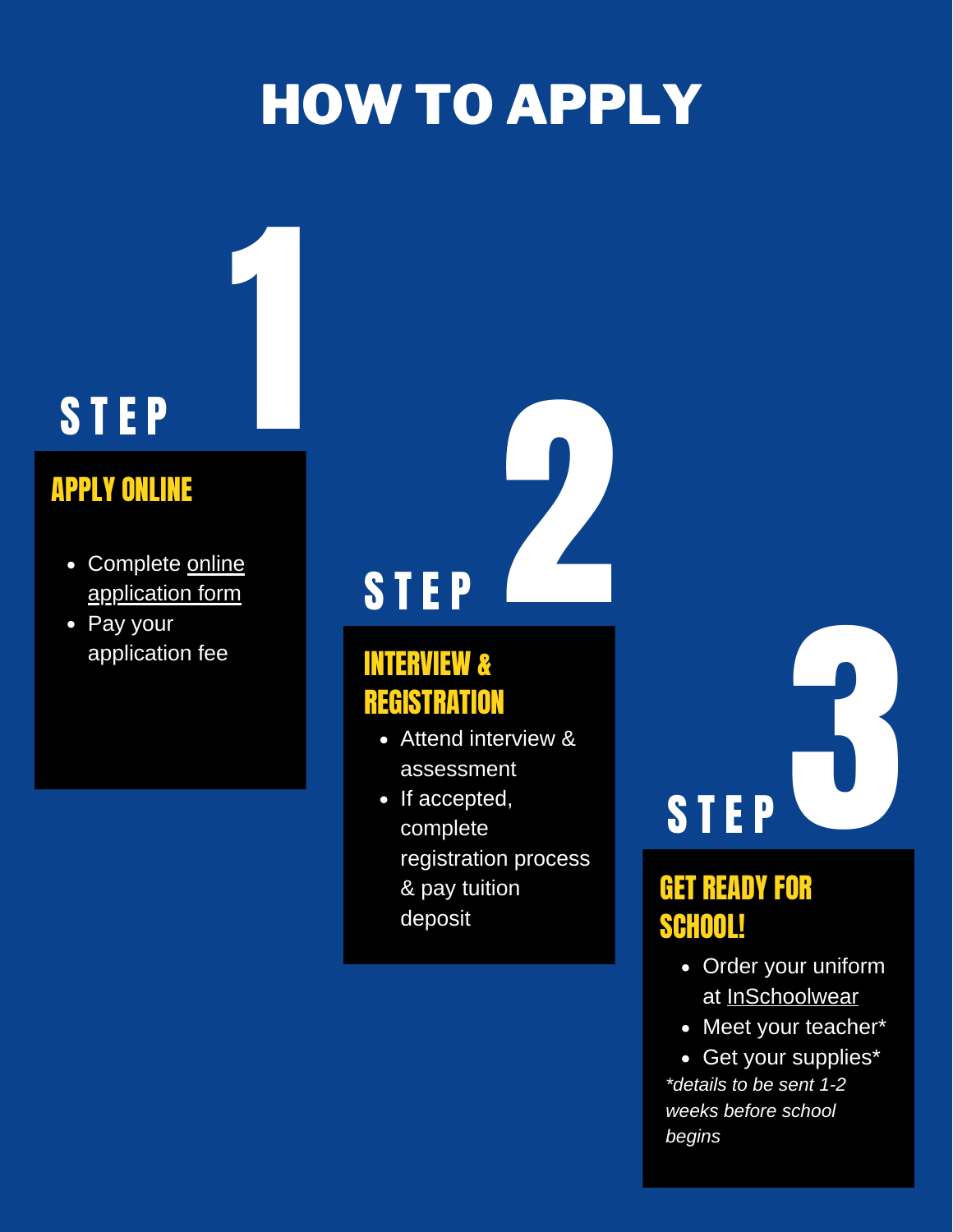# HOW TO APPLY

## STEP 1

### APPLY ONLINE

- Complete online application form
- Pay your application fee

## STEP 2

### INTERVIEW & REGISTRATION

- Attend interview & assessment
- If accepted, complete registration process & pay tuition deposit

## STEP 3

### GET READY FOR SCHOOL!

- Order your uniform at InSchoolwear
- Meet your teacher*
- Get your supplies*

*\*details to be sent 1-2 weeks before school begins*